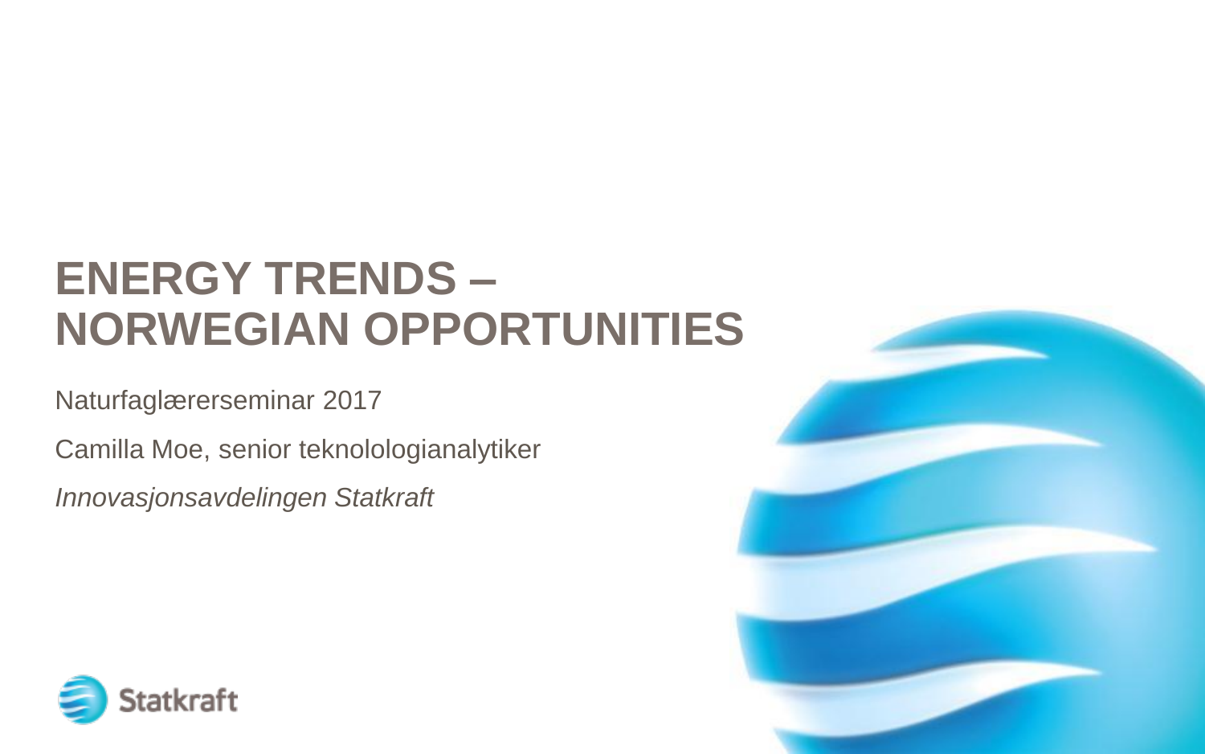# ENERGY TRENDS – NORWEGIAN OPPORTUNITIES

Naturfaglærerseminar 2017

Camilla Moe, senior teknolologianalytiker

*Innovasjonsavdelingen Statkraft*

Statkraft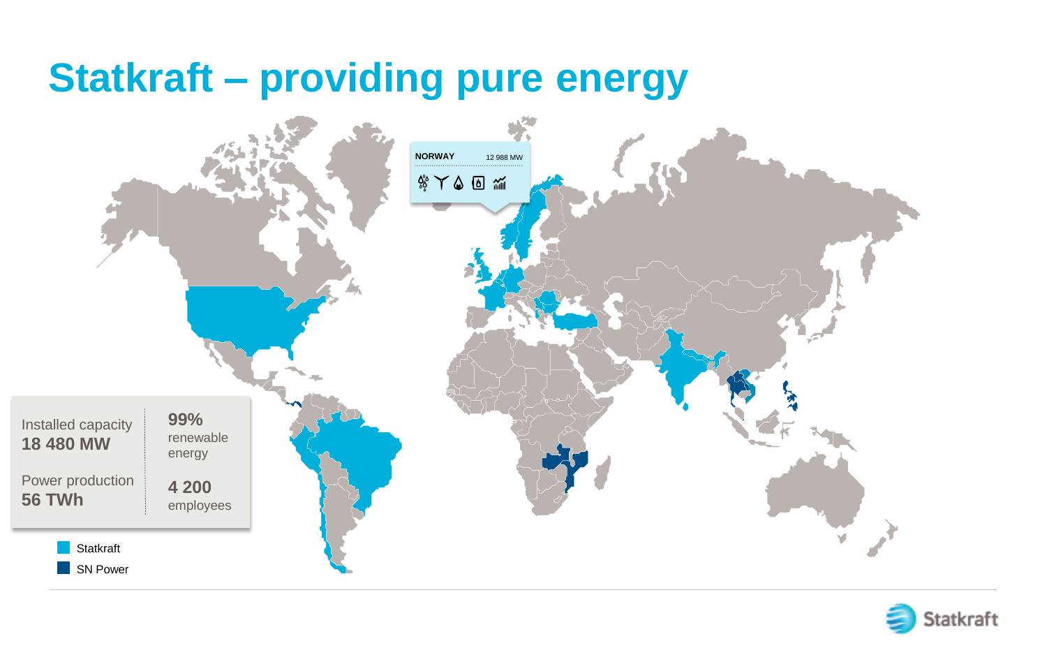# Statkraft – providing pure energy

NORWAY 12 988 MW

| Installed capacity | 99% |
|---|---|
| **18 480 MW** | renewable energy |
| Power production | **4 200** |
| **56 TWh** | employees |

- Statkraft
- SN Power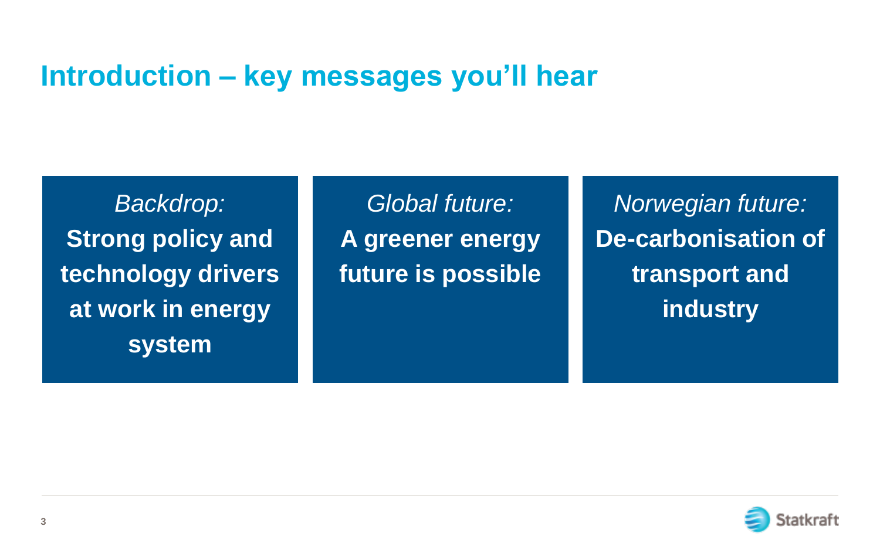# Introduction – key messages you'll hear

*Backdrop:*
**Strong policy and technology drivers at work in energy system**

*Global future:*
**A greener energy future is possible**

*Norwegian future:*
**De-carbonisation of transport and industry**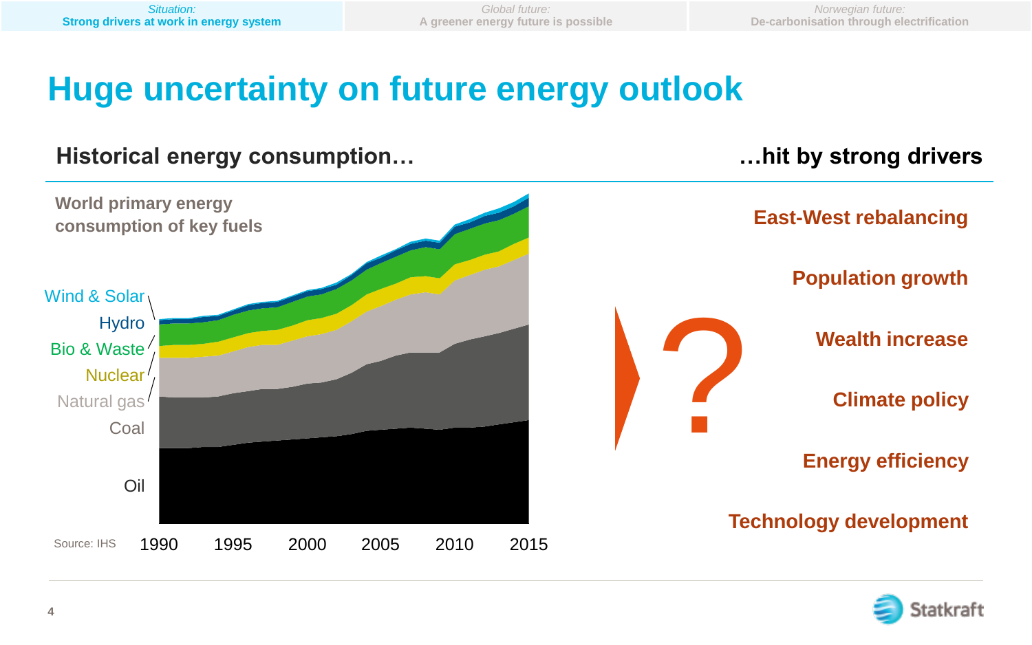*Situation:* **Strong drivers at work in energy system** | *Global future:* A greener energy future is possible | *Norwegian future:* De-carbonisation through electrification

# Huge uncertainty on future energy outlook

## Historical energy consumption…

**World primary energy consumption of key fuels**

Wind & Solar
Hydro
Bio & Waste
Nuclear
Natural gas
Coal
Oil

1990 1995 2000 2005 2010 2015

Source: IHS

## …hit by strong drivers

?

- **East-West rebalancing**
- **Population growth**
- **Wealth increase**
- **Climate policy**
- **Energy efficiency**
- **Technology development**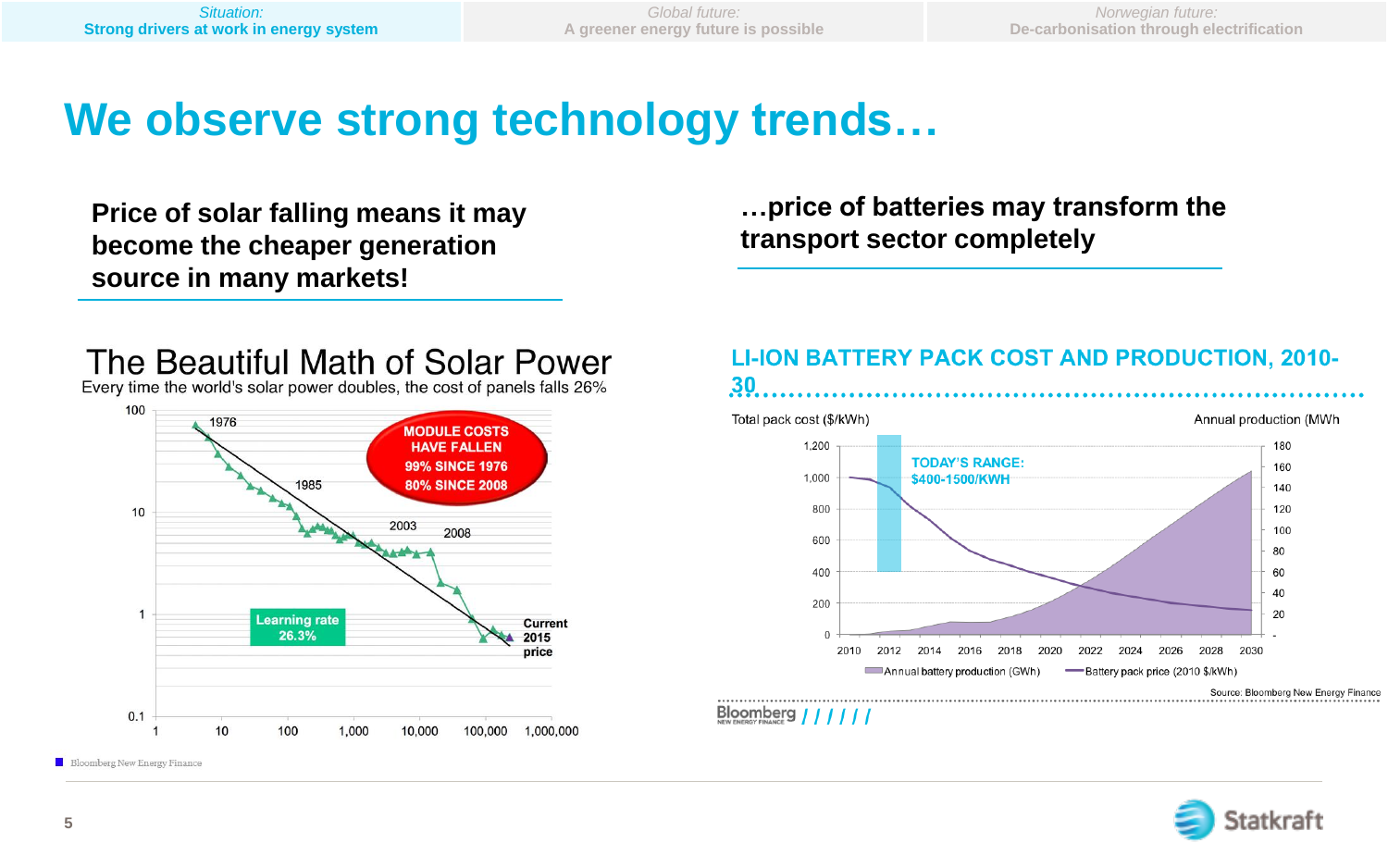Situation: **Strong drivers at work in energy system** | Global future: A greener energy future is possible | Norwegian future: De-carbonisation through electrification

# We observe strong technology trends…

## Price of solar falling means it may become the cheaper generation source in many markets!

### The Beautiful Math of Solar Power

Every time the world's solar power doubles, the cost of panels falls 26%

MODULE COSTS HAVE FALLEN
99% SINCE 1976
80% SINCE 2008

Learning rate 26.3%

1976, 1985, 2003, 2008, Current 2015 price

Bloomberg New Energy Finance

## …price of batteries may transform the transport sector completely

### LI-ION BATTERY PACK COST AND PRODUCTION, 2010-30

Total pack cost ($/kWh) | Annual production (MWh

TODAY'S RANGE: $400-1500/KWH

Annual battery production (GWh) | Battery pack price (2010 $/kWh)

Source: Bloomberg New Energy Finance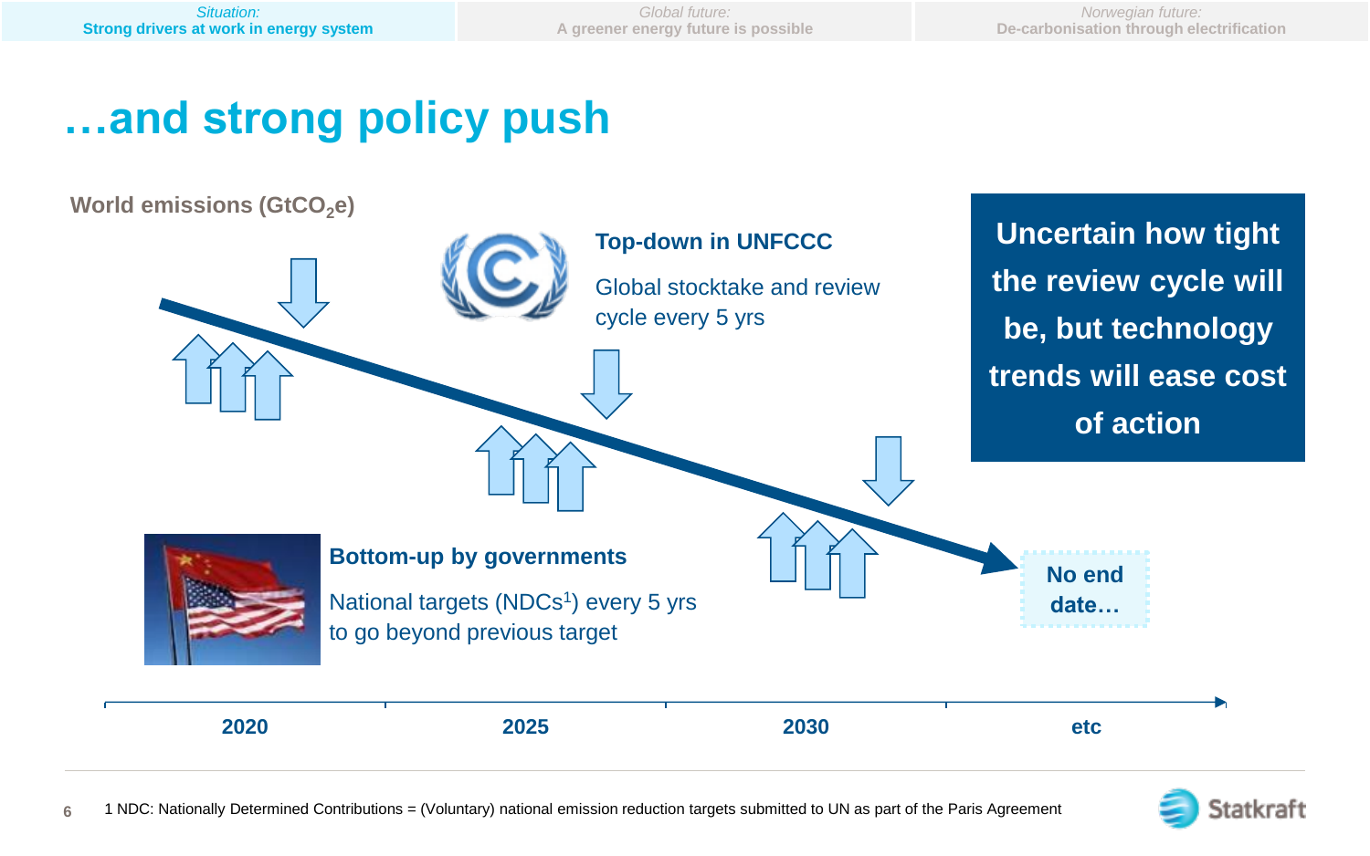Situation: **Strong drivers at work in energy system** | Global future: A greener energy future is possible | Norwegian future: De-carbonisation through electrification

# …and strong policy push

World emissions ($GtCO_2e$)

**Top-down in UNFCCC**

Global stocktake and review cycle every 5 yrs

**Uncertain how tight the review cycle will be, but technology trends will ease cost of action**

**Bottom-up by governments**

National targets (NDCs[1]) every 5 yrs to go beyond previous target

**No end date…**

2020 | 2025 | 2030 | etc

1 NDC: Nationally Determined Contributions = (Voluntary) national emission reduction targets submitted to UN as part of the Paris Agreement

Statkraft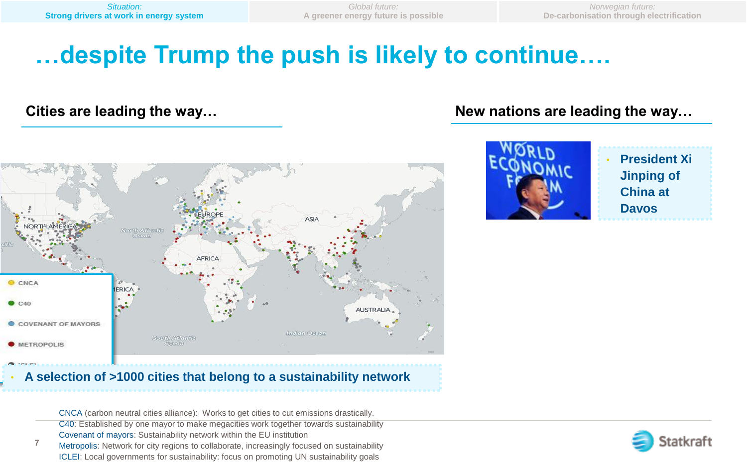Situation: **Strong drivers at work in energy system** | Global future: A greener energy future is possible | Norwegian future: De-carbonisation through electrification

# …despite Trump the push is likely to continue….

## Cities are leading the way…

- CNCA
- C40
- COVENANT OF MAYORS
- METROPOLIS
- ICLEI

- **A selection of >1000 cities that belong to a sustainability network**

CNCA (carbon neutral cities alliance): Works to get cities to cut emissions drastically.
C40: Established by one mayor to make megacities work together towards sustainability
Covenant of mayors: Sustainability network within the EU institution
Metropolis: Network for city regions to collaborate, increasingly focused on sustainability
ICLEI: Local governments for sustainability: focus on promoting UN sustainability goals

## New nations are leading the way…

- **President Xi Jinping of China at Davos**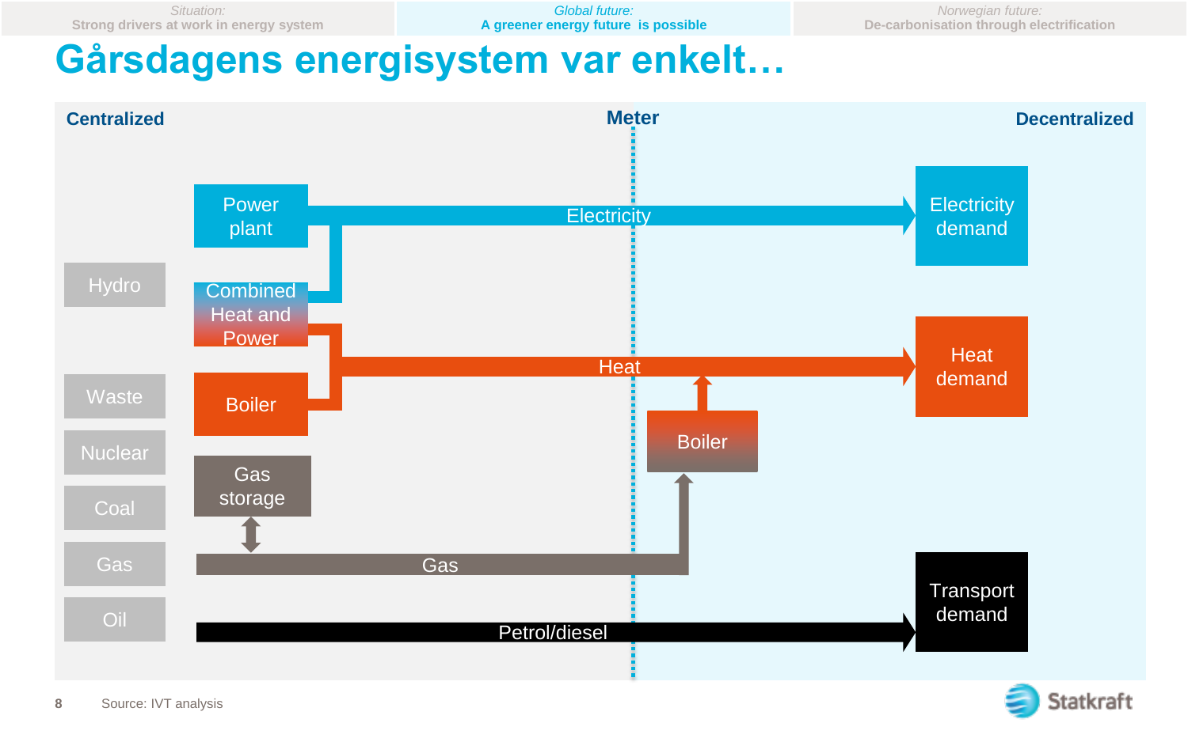Situation: Strong drivers at work in energy system | **Global future: A greener energy future is possible** | Norwegian future: De-carbonisation through electrification

# Gårsdagens energisystem var enkelt…

**Centralized** | **Meter** | **Decentralized**

Hydro
Waste
Nuclear
Coal
Gas
Oil

Power plant
Combined Heat and Power
Boiler
Gas storage

Electricity
Heat
Gas
Petrol/diesel

Boiler

Electricity demand
Heat demand
Transport demand

Source: IVT analysis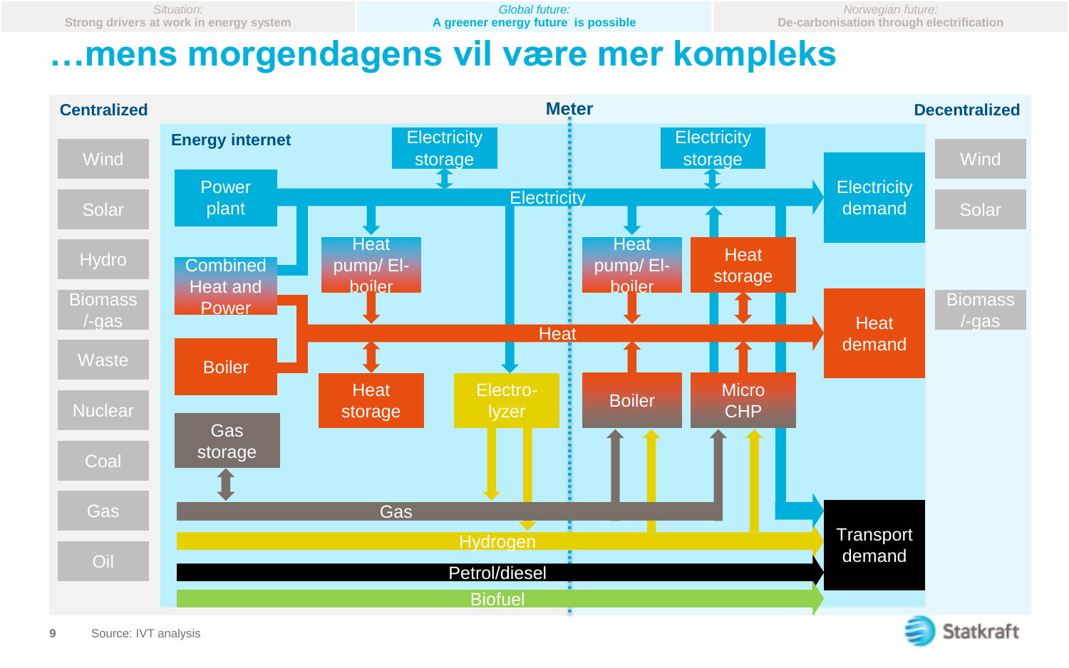Situation: Strong drivers at work in energy system | Global future: A greener energy future is possible | Norwegian future: De-carbonisation through electrification

# …mens morgendagens vil være mer kompleks

**Centralized** | **Meter** | **Decentralized**

Centralized sources: Wind, Solar, Hydro, Biomass /-gas, Waste, Nuclear, Coal, Gas, Oil

**Energy internet**

- Power plant
- Combined Heat and Power
- Boiler
- Gas storage
- Electricity storage
- Heat pump/ El-boiler
- Heat storage
- Electro-lyzer
- Boiler
- Micro CHP

Flows: Electricity, Heat, Gas, Hydrogen, Petrol/diesel, Biofuel

Demand: Electricity demand, Heat demand, Transport demand

Decentralized sources: Wind, Solar, Biomass /-gas

Source: IVT analysis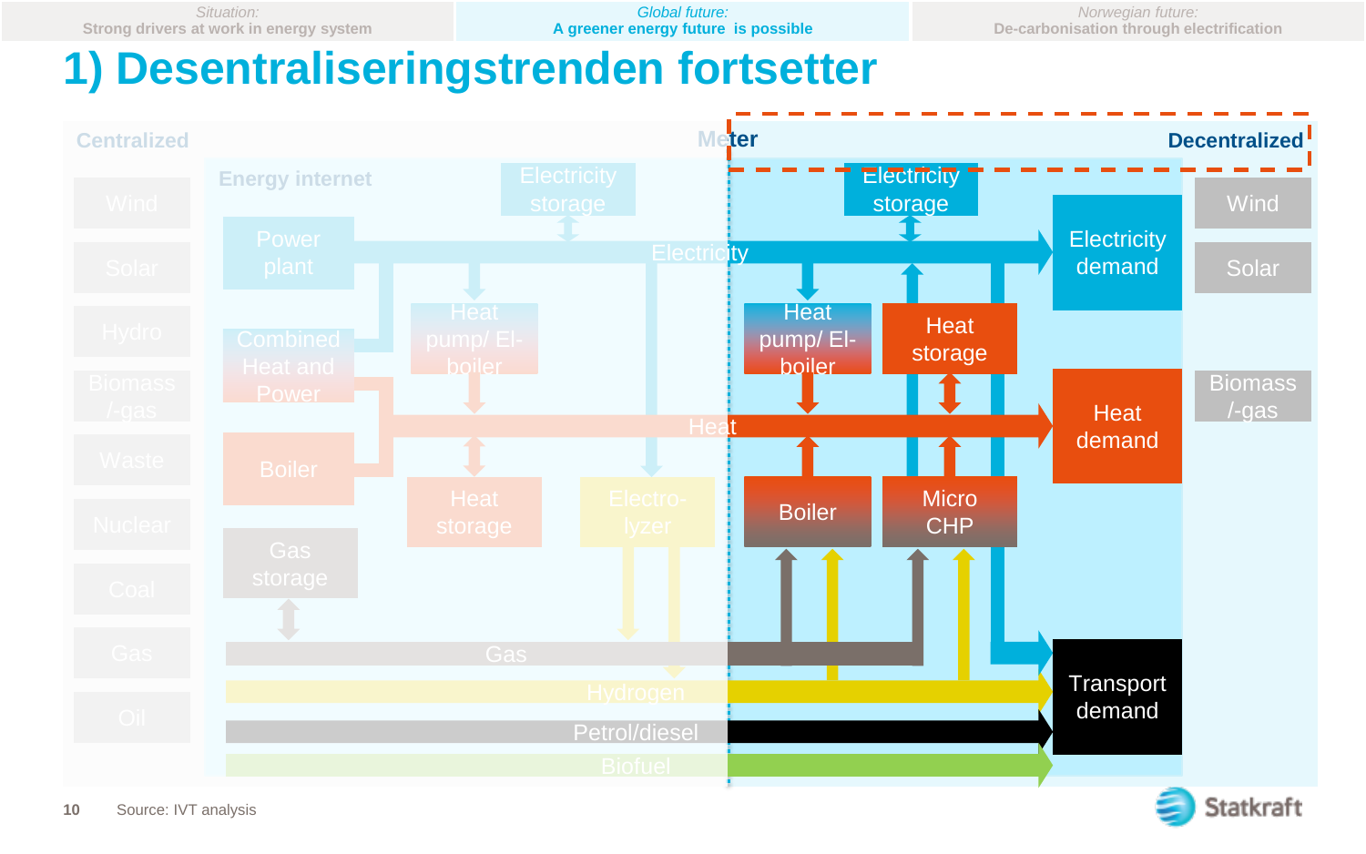Situation:
Strong drivers at work in energy system

Global future:
A greener energy future is possible

Norwegian future:
De-carbonisation through electrification

# 1) Desentraliseringstrenden fortsetter

Centralized | Meter | Decentralized

Energy internet

Wind
Solar
Hydro
Biomass /-gas
Waste
Nuclear
Coal
Gas
Oil

Power plant
Combined Heat and Power
Boiler
Gas storage
Electricity storage
Heat pump/ El-boiler
Heat storage
Electro-lyzer

Electricity
Heat
Gas
Hydrogen
Petrol/diesel
Biofuel

Electricity storage
Heat pump/ El-boiler
Heat storage
Boiler
Micro CHP

Electricity demand
Heat demand
Transport demand

Wind
Solar
Biomass /-gas

Source: IVT analysis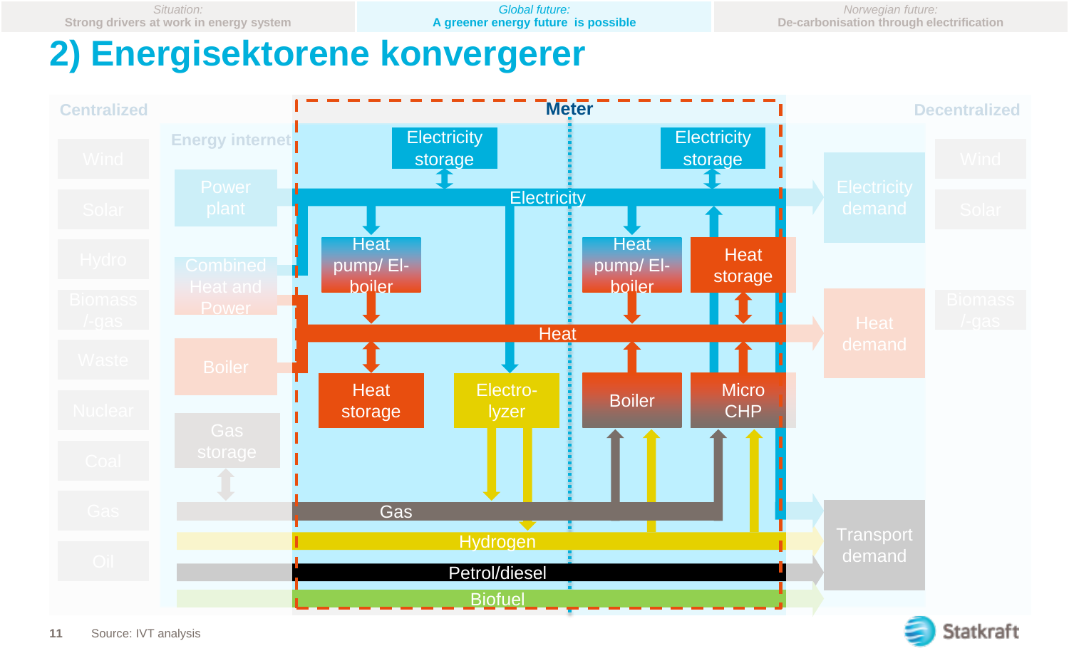Situation: Strong drivers at work in energy system | Global future: A greener energy future is possible | Norwegian future: De-carbonisation through electrification

# 2) Energisektorene konvergerer

Centralized | Meter | Decentralized

Energy internet

Wind, Solar, Hydro, Biomass /-gas, Waste, Nuclear, Coal, Gas, Oil

Power plant, Combined Heat and Power, Boiler, Gas storage

Electricity storage, Electricity, Heat pump/ El-boiler, Heat, Heat storage, Electro-lyzer, Boiler, Micro CHP, Gas, Hydrogen, Petrol/diesel, Biofuel

Electricity demand, Heat demand, Transport demand

Wind, Solar, Biomass /-gas

Source: IVT analysis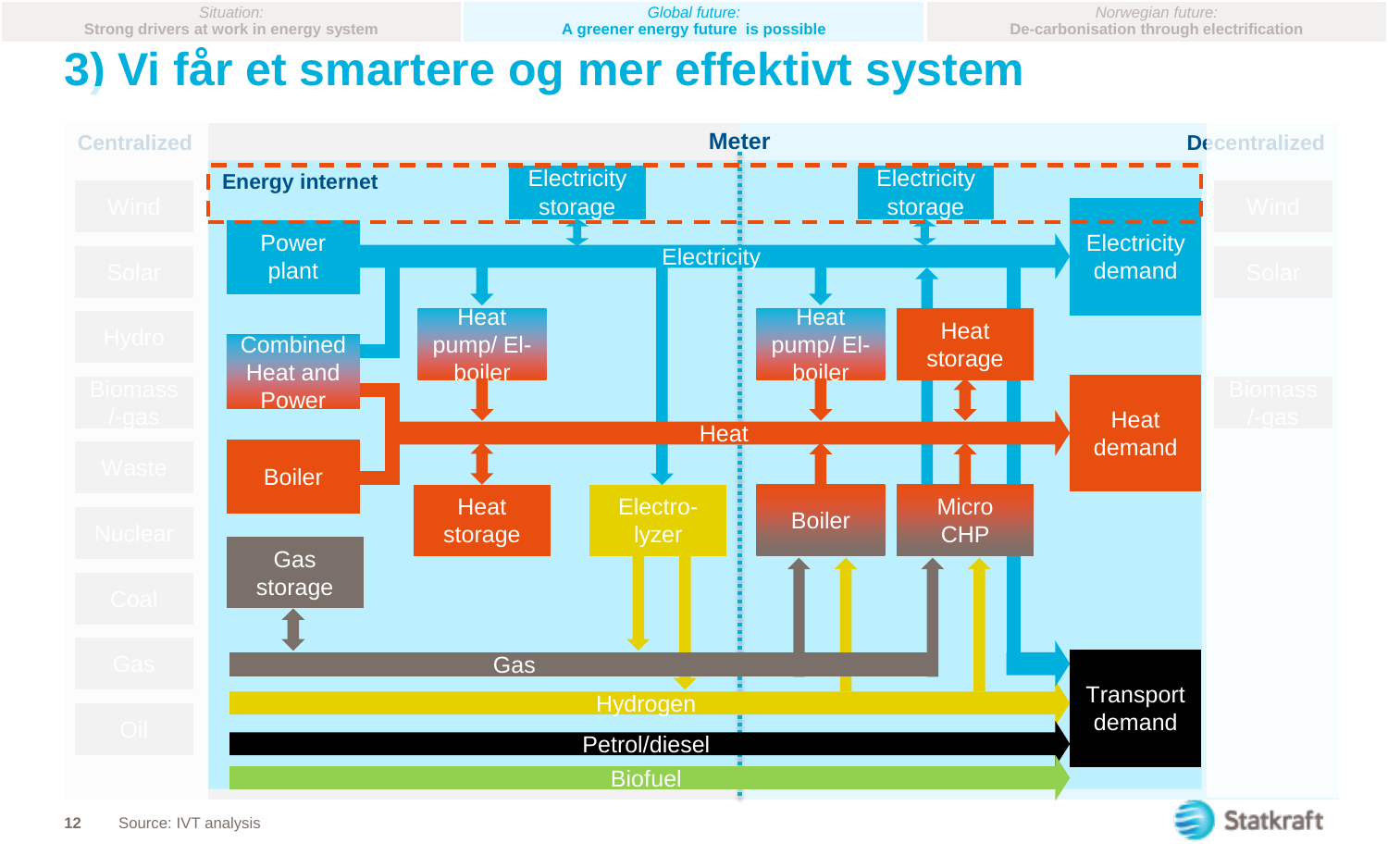Situation: Strong drivers at work in energy system | Global future: A greener energy future is possible | Norwegian future: De-carbonisation through electrification

# 3) Vi får et smartere og mer effektivt system

Centralized | Meter | Decentralized

Wind
Solar
Hydro
Biomass /-gas
Waste
Nuclear
Coal
Gas
Oil

Energy internet

Electricity storage
Electricity storage

Power plant
Electricity
Electricity demand

Combined Heat and Power
Heat pump/ El-boiler
Heat pump/ El-boiler
Heat storage

Heat
Heat demand

Boiler
Heat storage
Electro-lyzer
Boiler
Micro CHP

Gas storage

Gas
Hydrogen
Petrol/diesel
Biofuel
Transport demand

Wind
Solar
Biomass /-gas

Source: IVT analysis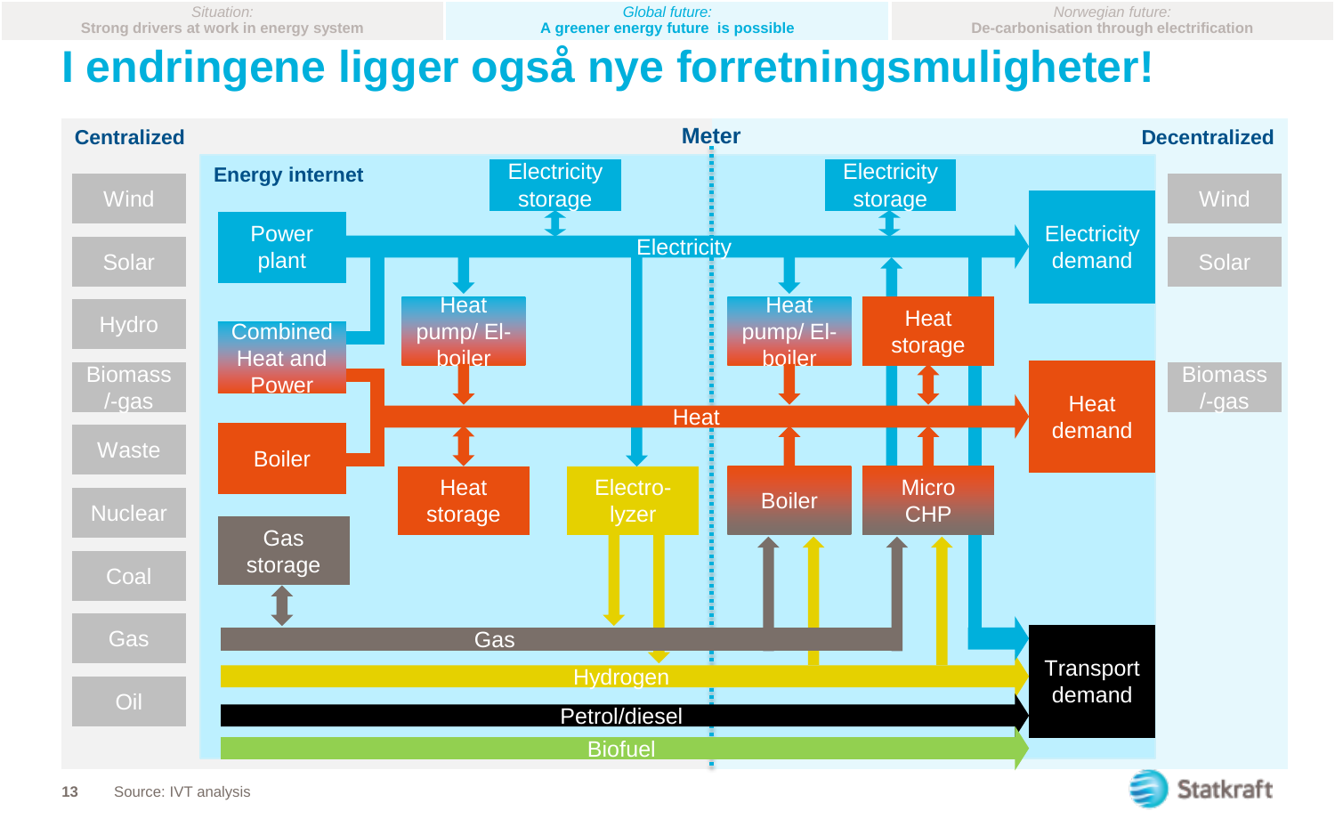Situation: Strong drivers at work in energy system | **Global future: A greener energy future is possible** | Norwegian future: De-carbonisation through electrification

# I endringene ligger også nye forretningsmuligheter!

**Centralized** — **Meter** — **Decentralized**

**Energy internet**

Centralized sources: Wind, Solar, Hydro, Biomass /-gas, Waste, Nuclear, Coal, Gas, Oil

Centralized side: Power plant, Combined Heat and Power, Boiler, Gas storage, Electricity storage, Heat pump/ El-boiler, Heat storage, Electro-lyzer

Decentralized side: Electricity storage, Heat pump/ El-boiler, Heat storage, Boiler, Micro CHP

Carriers: Electricity, Heat, Gas, Hydrogen, Petrol/diesel, Biofuel

Demand: Electricity demand, Heat demand, Transport demand

Decentralized sources: Wind, Solar, Biomass /-gas

Source: IVT analysis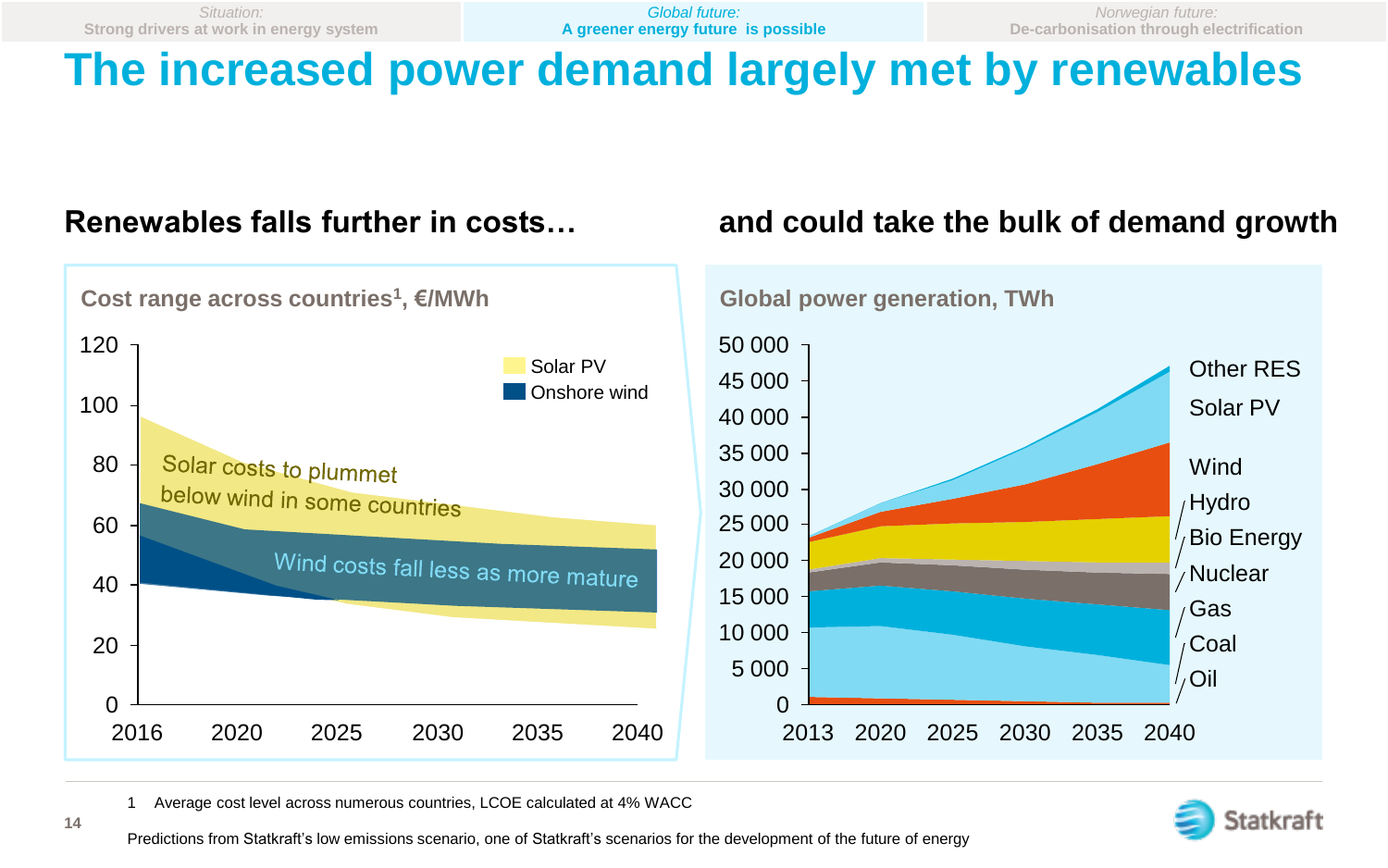Situation: Strong drivers at work in energy system | **Global future: A greener energy future is possible** | Norwegian future: De-carbonisation through electrification

# The increased power demand largely met by renewables

## Renewables falls further in costs…

**Cost range across countries[1], €/MWh**

Legend: Solar PV; Onshore wind

Y-axis: 0, 20, 40, 60, 80, 100, 120

X-axis: 2016, 2020, 2025, 2030, 2035, 2040

Solar costs to plummet below wind in some countries

Wind costs fall less as more mature

## and could take the bulk of demand growth

**Global power generation, TWh**

Y-axis: 0, 5 000, 10 000, 15 000, 20 000, 25 000, 30 000, 35 000, 40 000, 45 000, 50 000

X-axis: 2013, 2020, 2025, 2030, 2035, 2040

Series: Other RES, Solar PV, Wind, Hydro, Bio Energy, Nuclear, Gas, Coal, Oil

1 Average cost level across numerous countries, LCOE calculated at 4% WACC

Predictions from Statkraft's low emissions scenario, one of Statkraft's scenarios for the development of the future of energy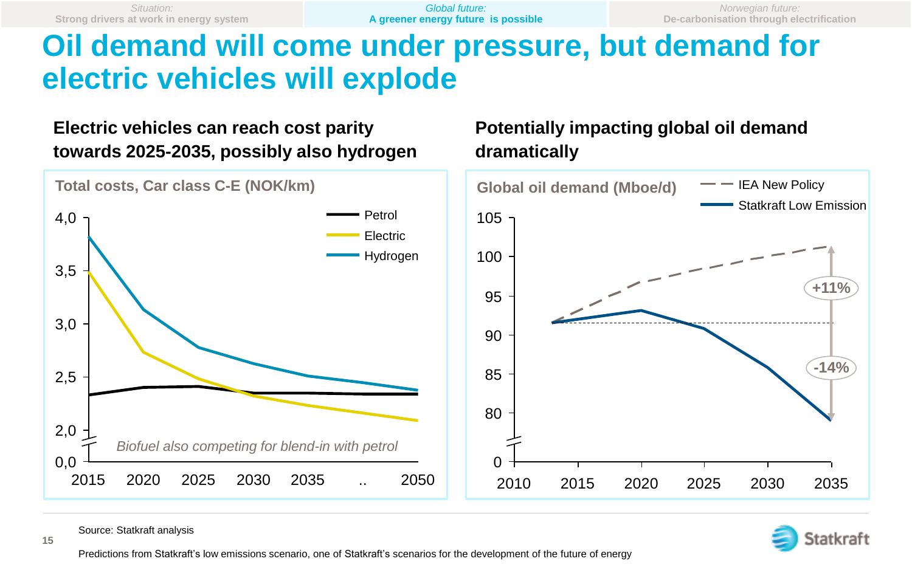Situation: **Strong drivers at work in energy system** | Global future: **A greener energy future is possible** | Norwegian future: **De-carbonisation through electrification**

# Oil demand will come under pressure, but demand for electric vehicles will explode

## Electric vehicles can reach cost parity towards 2025-2035, possibly also hydrogen

**Total costs, Car class C-E (NOK/km)**

Petrol, Electric, Hydrogen

*Biofuel also competing for blend-in with petrol*

## Potentially impacting global oil demand dramatically

**Global oil demand (Mboe/d)**

IEA New Policy, Statkraft Low Emission

+11%, -14%

Source: Statkraft analysis

Predictions from Statkraft's low emissions scenario, one of Statkraft's scenarios for the development of the future of energy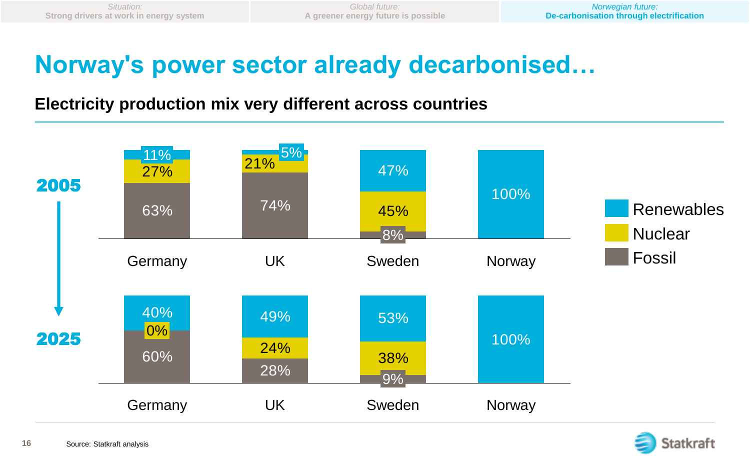Situation: Strong drivers at work in energy system | Global future: A greener energy future is possible | Norwegian future: De-carbonisation through electrification

# Norway's power sector already decarbonised…

## Electricity production mix very different across countries

**2005**

| | Germany | UK | Sweden | Norway |
|---|---|---|---|---|
| Renewables | 11% | 5% | 47% | 100% |
| Nuclear | 27% | 21% | 45% | |
| Fossil | 63% | 74% | 8% | |

**2025**

| | Germany | UK | Sweden | Norway |
|---|---|---|---|---|
| Renewables | 40% | 49% | 53% | 100% |
| Nuclear | 0% | 24% | 38% | |
| Fossil | 60% | 28% | 9% | |

Source: Statkraft analysis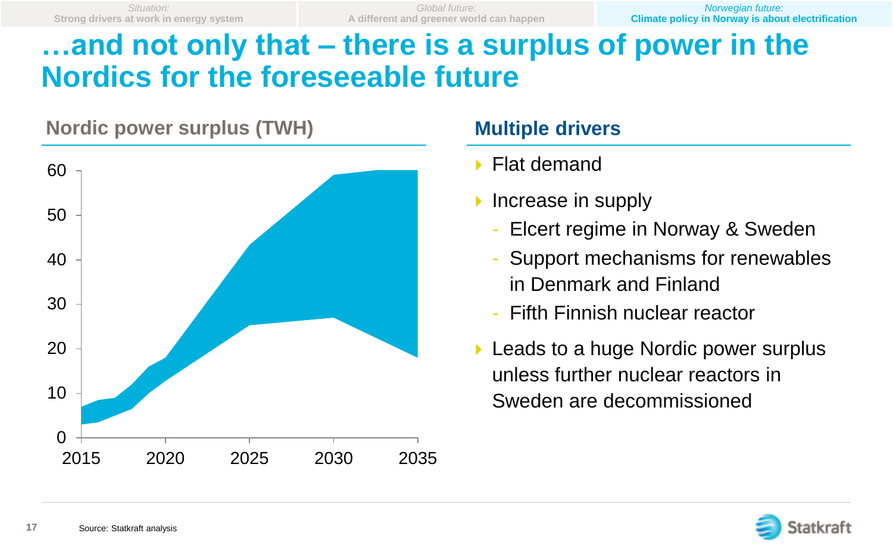Situation: Strong drivers at work in energy system | Global future: A different and greener world can happen | Norwegian future: Climate policy in Norway is about electrification

# …and not only that – there is a surplus of power in the Nordics for the foreseeable future

## Nordic power surplus (TWH)

60
50
40
30
20
10
0
2015 2020 2025 2030 2035

## Multiple drivers

- Flat demand
- Increase in supply
  - Elcert regime in Norway & Sweden
  - Support mechanisms for renewables in Denmark and Finland
  - Fifth Finnish nuclear reactor
- Leads to a huge Nordic power surplus unless further nuclear reactors in Sweden are decommissioned

Source: Statkraft analysis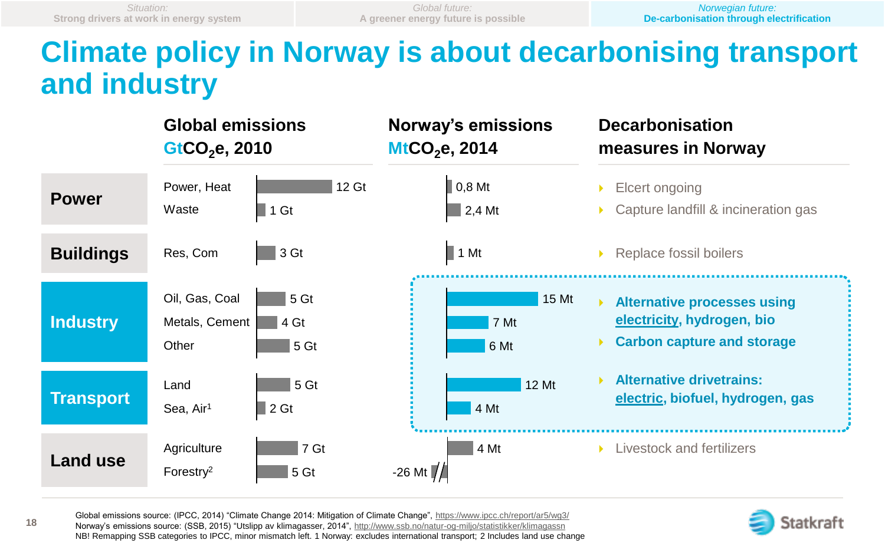Situation: Strong drivers at work in energy system | Global future: A greener energy future is possible | Norwegian future: De-carbonisation through electrification

# Climate policy in Norway is about decarbonising transport and industry

| Sector | Category | Global emissions $GtCO_2e$, 2010 | Norway's emissions $MtCO_2e$, 2014 | Decarbonisation measures in Norway |
|---|---|---|---|---|
| Power | Power, Heat | 12 Gt | 0,8 Mt | Elcert ongoing |
| | Waste | 1 Gt | 2,4 Mt | Capture landfill & incineration gas |
| Buildings | Res, Com | 3 Gt | 1 Mt | Replace fossil boilers |
| Industry | Oil, Gas, Coal | 5 Gt | 15 Mt | **Alternative processes using electricity, hydrogen, bio** |
| | Metals, Cement | 4 Gt | 7 Mt | **Carbon capture and storage** |
| | Other | 5 Gt | 6 Mt | |
| Transport | Land | 5 Gt | 12 Mt | **Alternative drivetrains: electric, biofuel, hydrogen, gas** |
| | Sea, Air[1] | 2 Gt | 4 Mt | |
| Land use | Agriculture | 7 Gt | 4 Mt | Livestock and fertilizers |
| | Forestry[2] | 5 Gt | -26 Mt | |

Global emissions source: (IPCC, 2014) "Climate Change 2014: Mitigation of Climate Change", https://www.ipcc.ch/report/ar5/wg3/
Norway's emissions source: (SSB, 2015) "Utslipp av klimagasser, 2014", http://www.ssb.no/natur-og-miljo/statistikker/klimagassn
NB! Remapping SSB categories to IPCC, minor mismatch left. 1 Norway: excludes international transport; 2 Includes land use change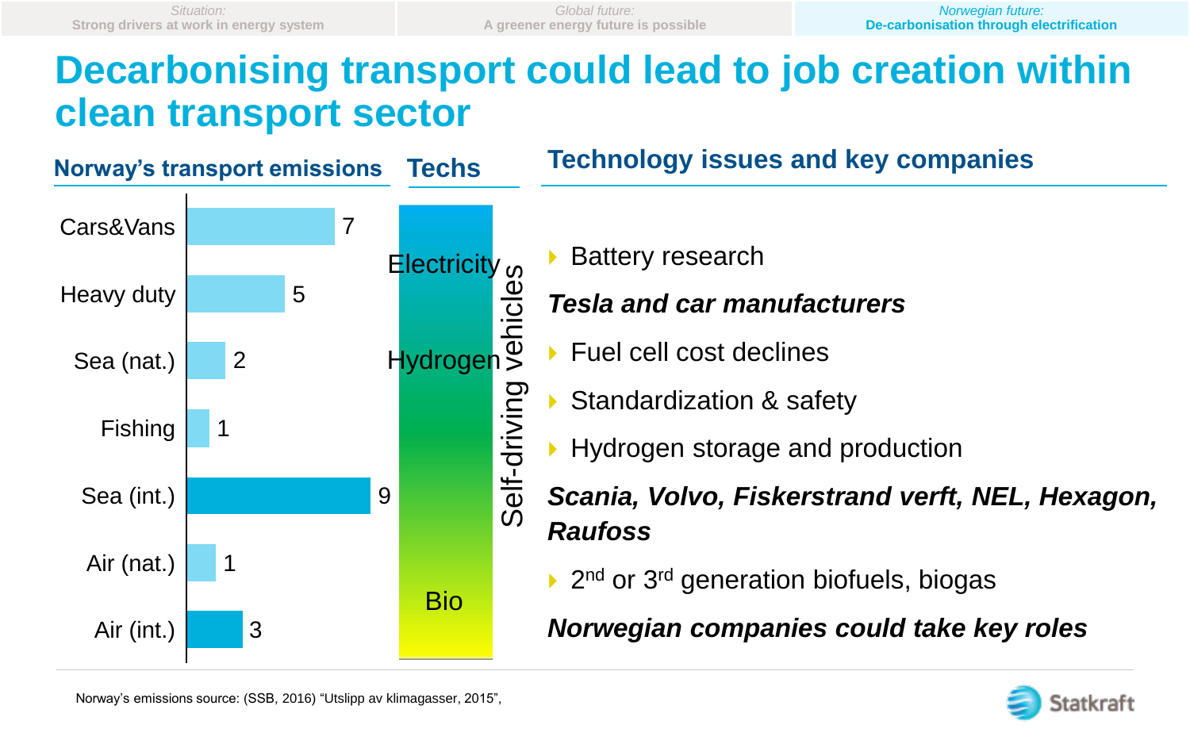Situation: Strong drivers at work in energy system | Global future: A greener energy future is possible | Norwegian future: De-carbonisation through electrification

# Decarbonising transport could lead to job creation within clean transport sector

## Norway's transport emissions

| Category | Emissions |
|---|---|
| Cars&Vans | 7 |
| Heavy duty | 5 |
| Sea (nat.) | 2 |
| Fishing | 1 |
| Sea (int.) | 9 |
| Air (nat.) | 1 |
| Air (int.) | 3 |

## Techs

Electricity

Hydrogen

Bio

Self-driving vehicles

## Technology issues and key companies

- Battery research

***Tesla and car manufacturers***

- Fuel cell cost declines
- Standardization & safety
- Hydrogen storage and production

***Scania, Volvo, Fiskerstrand verft, NEL, Hexagon, Raufoss***

- 2nd or 3rd generation biofuels, biogas

***Norwegian companies could take key roles***

Norway's emissions source: (SSB, 2016) "Utslipp av klimagasser, 2015",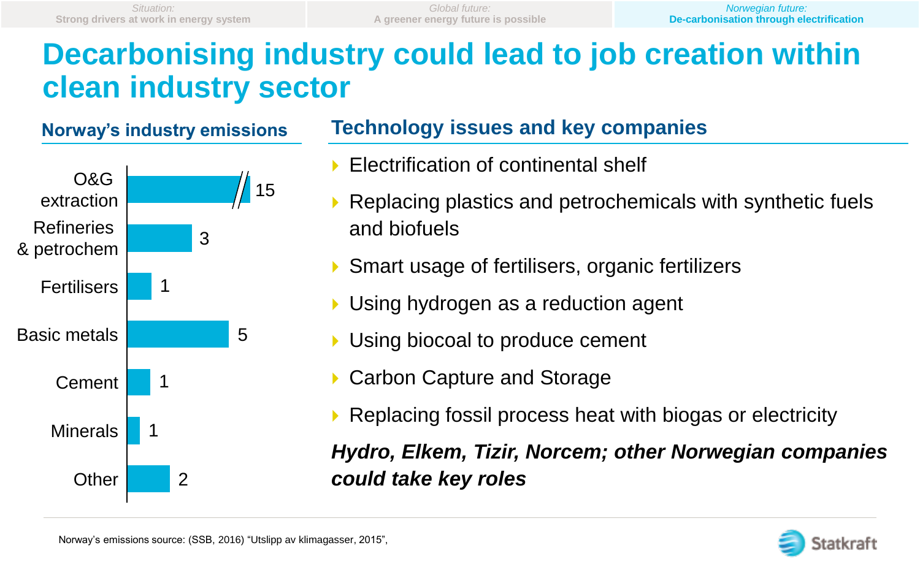Situation: Strong drivers at work in energy system | Global future: A greener energy future is possible | Norwegian future: De-carbonisation through electrification

# Decarbonising industry could lead to job creation within clean industry sector

## Norway's industry emissions

| Sector | Emissions |
|---|---|
| O&G extraction | 15 |
| Refineries & petrochem | 3 |
| Fertilisers | 1 |
| Basic metals | 5 |
| Cement | 1 |
| Minerals | 1 |
| Other | 2 |

## Technology issues and key companies

- Electrification of continental shelf
- Replacing plastics and petrochemicals with synthetic fuels and biofuels
- Smart usage of fertilisers, organic fertilizers
- Using hydrogen as a reduction agent
- Using biocoal to produce cement
- Carbon Capture and Storage
- Replacing fossil process heat with biogas or electricity

***Hydro, Elkem, Tizir, Norcem; other Norwegian companies could take key roles***

Norway's emissions source: (SSB, 2016) "Utslipp av klimagasser, 2015",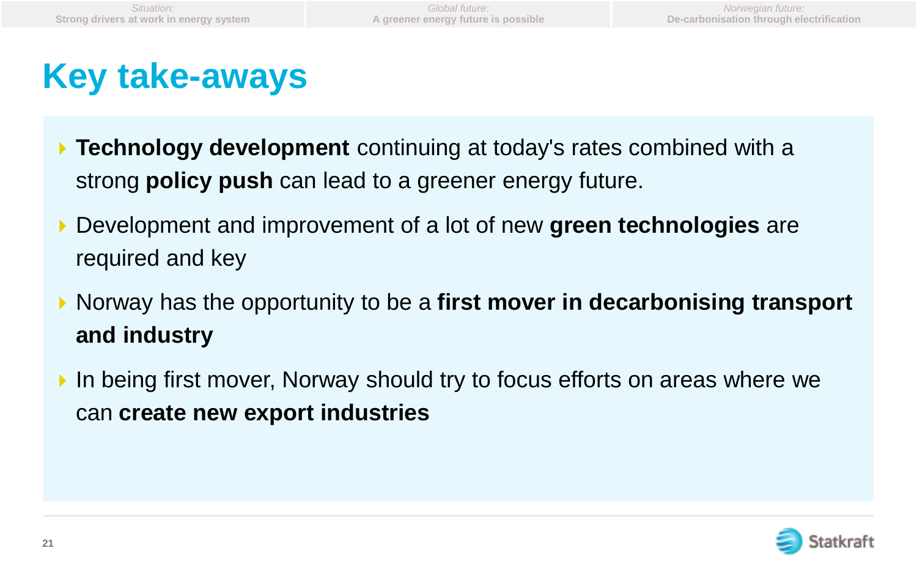# Key take-aways

- **Technology development** continuing at today's rates combined with a strong **policy push** can lead to a greener energy future.
- Development and improvement of a lot of new **green technologies** are required and key
- Norway has the opportunity to be a **first mover in decarbonising transport and industry**
- In being first mover, Norway should try to focus efforts on areas where we can **create new export industries**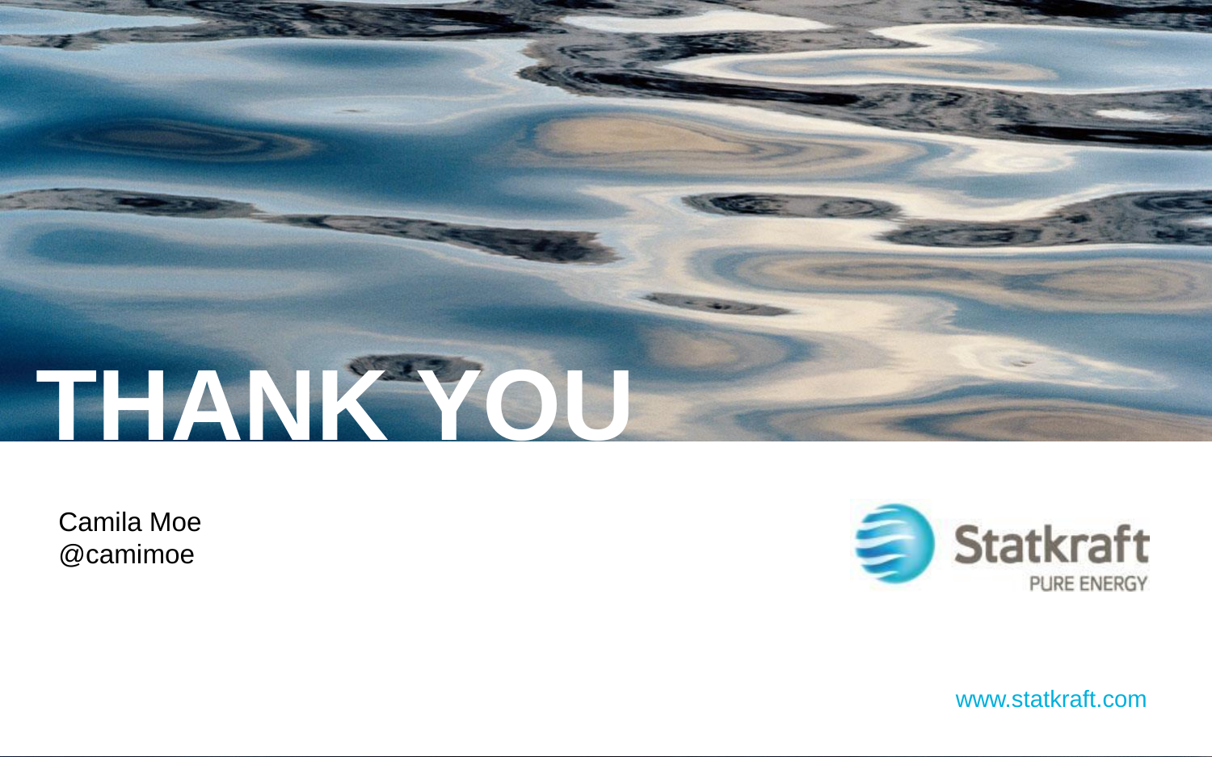# THANK YOU

Camila Moe
@camimoe

Statkraft
PURE ENERGY

www.statkraft.com